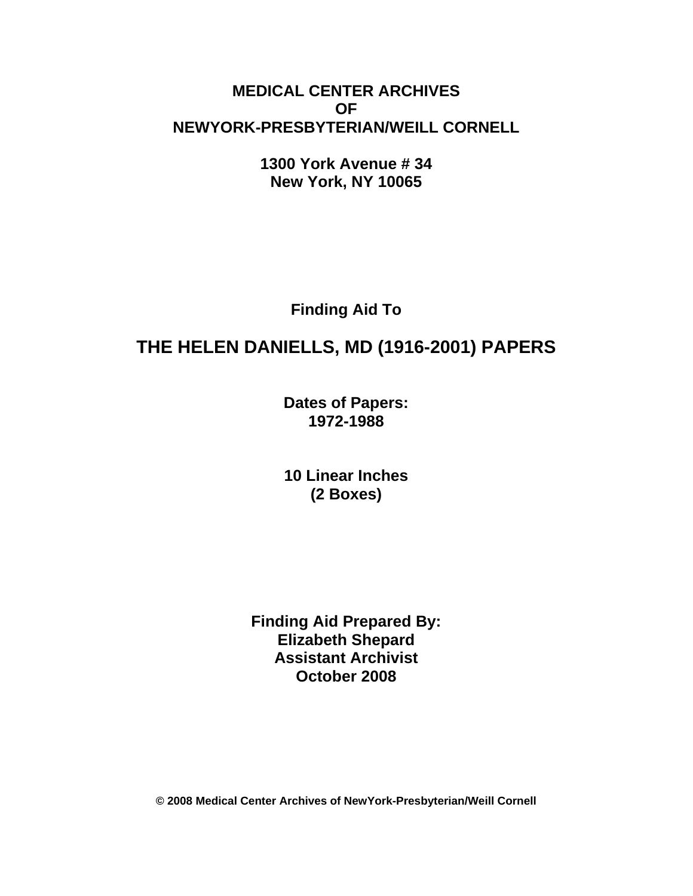**MEDICAL CENTER ARCHIVES**
**OF**
**NEWYORK-PRESBYTERIAN/WEILL CORNELL**

**1300 York Avenue # 34**
**New York, NY 10065**

**Finding Aid To**

# THE HELEN DANIELLS, MD (1916-2001) PAPERS

**Dates of Papers:**
**1972-1988**

**10 Linear Inches**
**(2 Boxes)**

**Finding Aid Prepared By:**
**Elizabeth Shepard**
**Assistant Archivist**
**October 2008**

**© 2008 Medical Center Archives of NewYork-Presbyterian/Weill Cornell**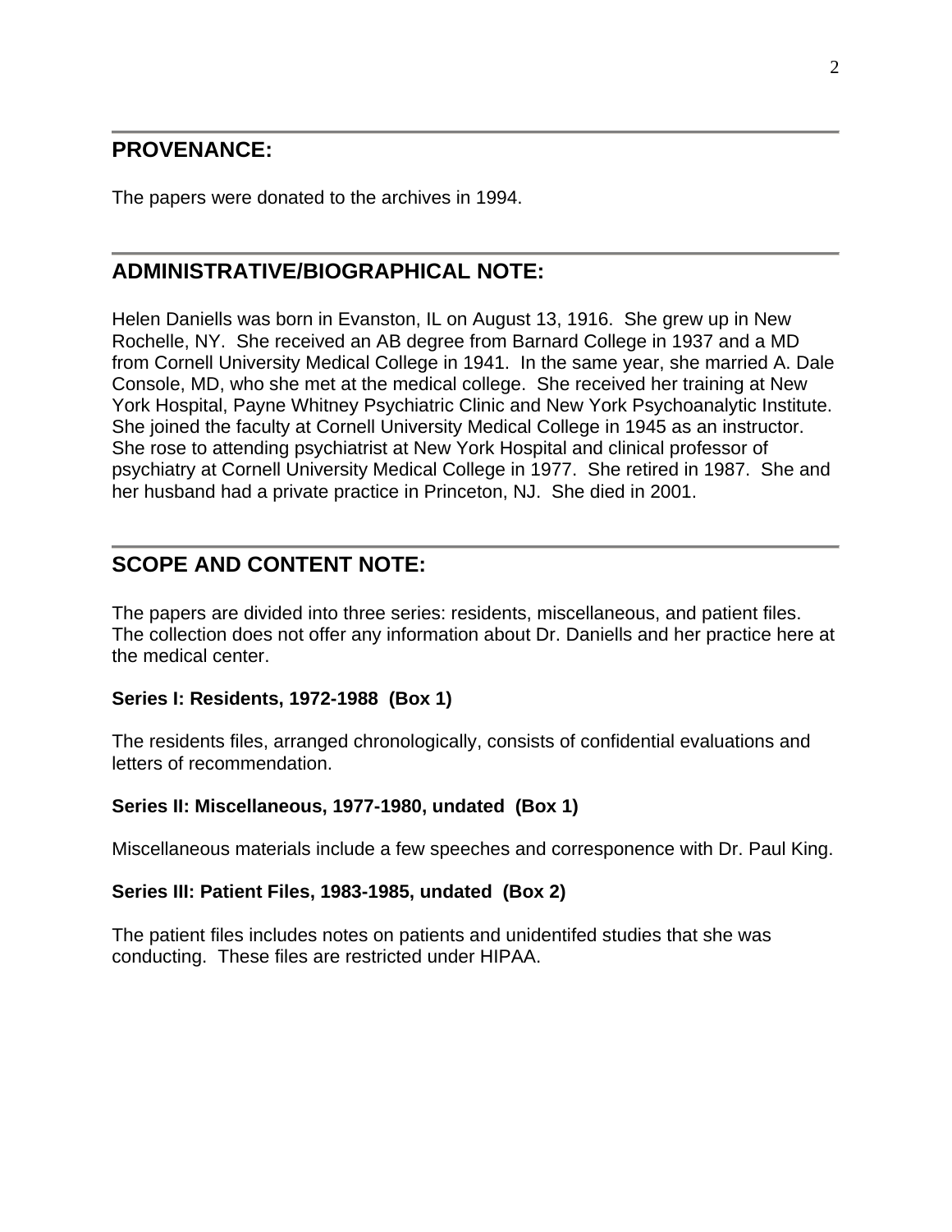## PROVENANCE:

The papers were donated to the archives in 1994.

## ADMINISTRATIVE/BIOGRAPHICAL NOTE:

Helen Daniells was born in Evanston, IL on August 13, 1916. She grew up in New Rochelle, NY. She received an AB degree from Barnard College in 1937 and a MD from Cornell University Medical College in 1941. In the same year, she married A. Dale Console, MD, who she met at the medical college. She received her training at New York Hospital, Payne Whitney Psychiatric Clinic and New York Psychoanalytic Institute. She joined the faculty at Cornell University Medical College in 1945 as an instructor. She rose to attending psychiatrist at New York Hospital and clinical professor of psychiatry at Cornell University Medical College in 1977. She retired in 1987. She and her husband had a private practice in Princeton, NJ. She died in 2001.

## SCOPE AND CONTENT NOTE:

The papers are divided into three series: residents, miscellaneous, and patient files. The collection does not offer any information about Dr. Daniells and her practice here at the medical center.

**Series I: Residents, 1972-1988 (Box 1)**

The residents files, arranged chronologically, consists of confidential evaluations and letters of recommendation.

**Series II: Miscellaneous, 1977-1980, undated (Box 1)**

Miscellaneous materials include a few speeches and corresponence with Dr. Paul King.

**Series III: Patient Files, 1983-1985, undated (Box 2)**

The patient files includes notes on patients and unidentifed studies that she was conducting. These files are restricted under HIPAA.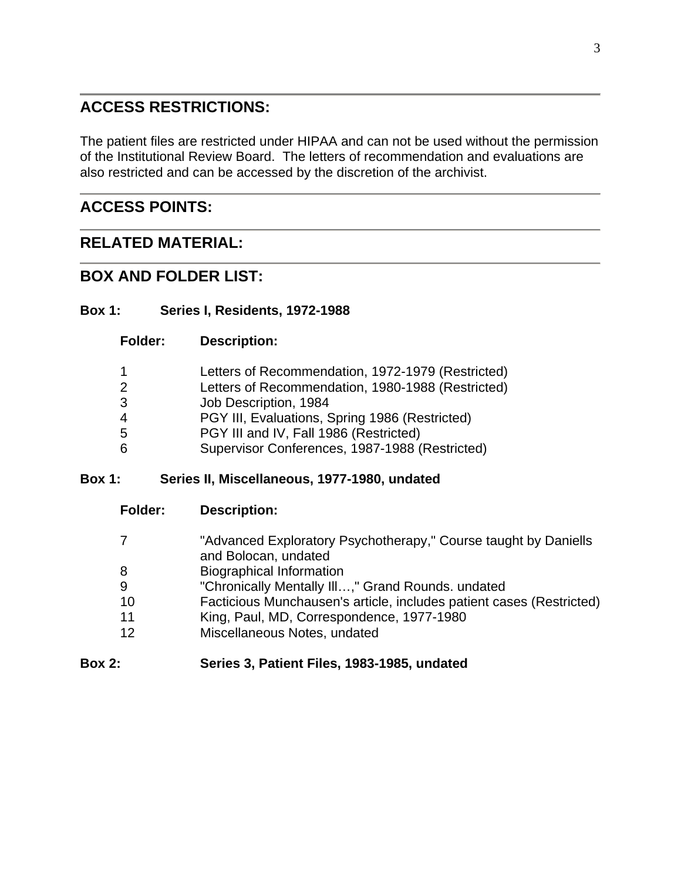## ACCESS RESTRICTIONS:

The patient files are restricted under HIPAA and can not be used without the permission of the Institutional Review Board. The letters of recommendation and evaluations are also restricted and can be accessed by the discretion of the archivist.

## ACCESS POINTS:

## RELATED MATERIAL:

## BOX AND FOLDER LIST:

**Box 1: Series I, Residents, 1972-1988**

| Folder: | Description: |
|---|---|
| 1 | Letters of Recommendation, 1972-1979 (Restricted) |
| 2 | Letters of Recommendation, 1980-1988 (Restricted) |
| 3 | Job Description, 1984 |
| 4 | PGY III, Evaluations, Spring 1986 (Restricted) |
| 5 | PGY III and IV, Fall 1986 (Restricted) |
| 6 | Supervisor Conferences, 1987-1988 (Restricted) |

**Box 1: Series II, Miscellaneous, 1977-1980, undated**

| Folder: | Description: |
|---|---|
| 7 | "Advanced Exploratory Psychotherapy," Course taught by Daniells and Bolocan, undated |
| 8 | Biographical Information |
| 9 | "Chronically Mentally Ill…," Grand Rounds. undated |
| 10 | Facticious Munchausen's article, includes patient cases (Restricted) |
| 11 | King, Paul, MD, Correspondence, 1977-1980 |
| 12 | Miscellaneous Notes, undated |

**Box 2: Series 3, Patient Files, 1983-1985, undated**